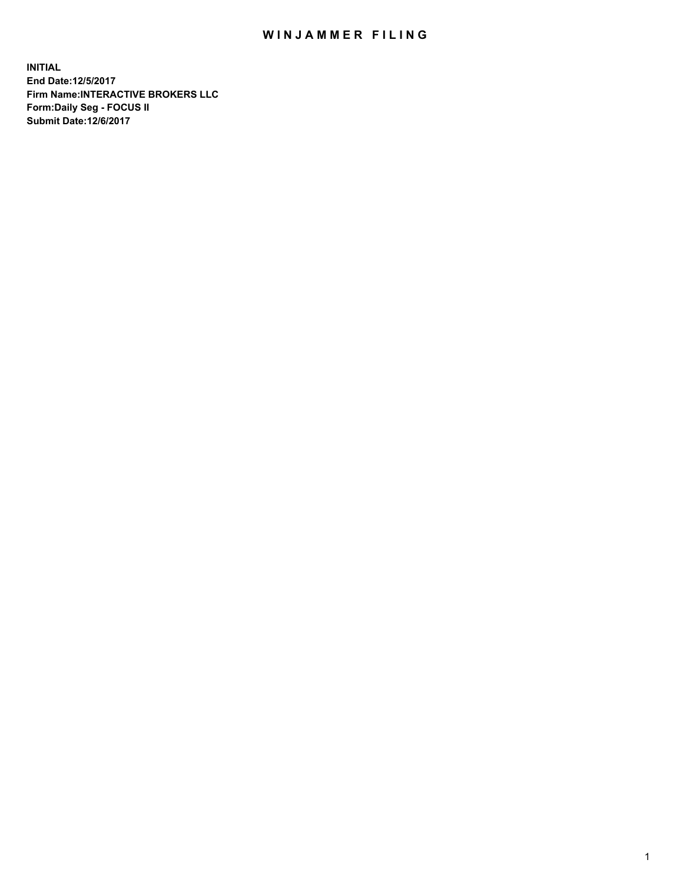# WINJAMMER FILING

**INITIAL**
**End Date:12/5/2017**
**Firm Name:INTERACTIVE BROKERS LLC**
**Form:Daily Seg - FOCUS II**
**Submit Date:12/6/2017**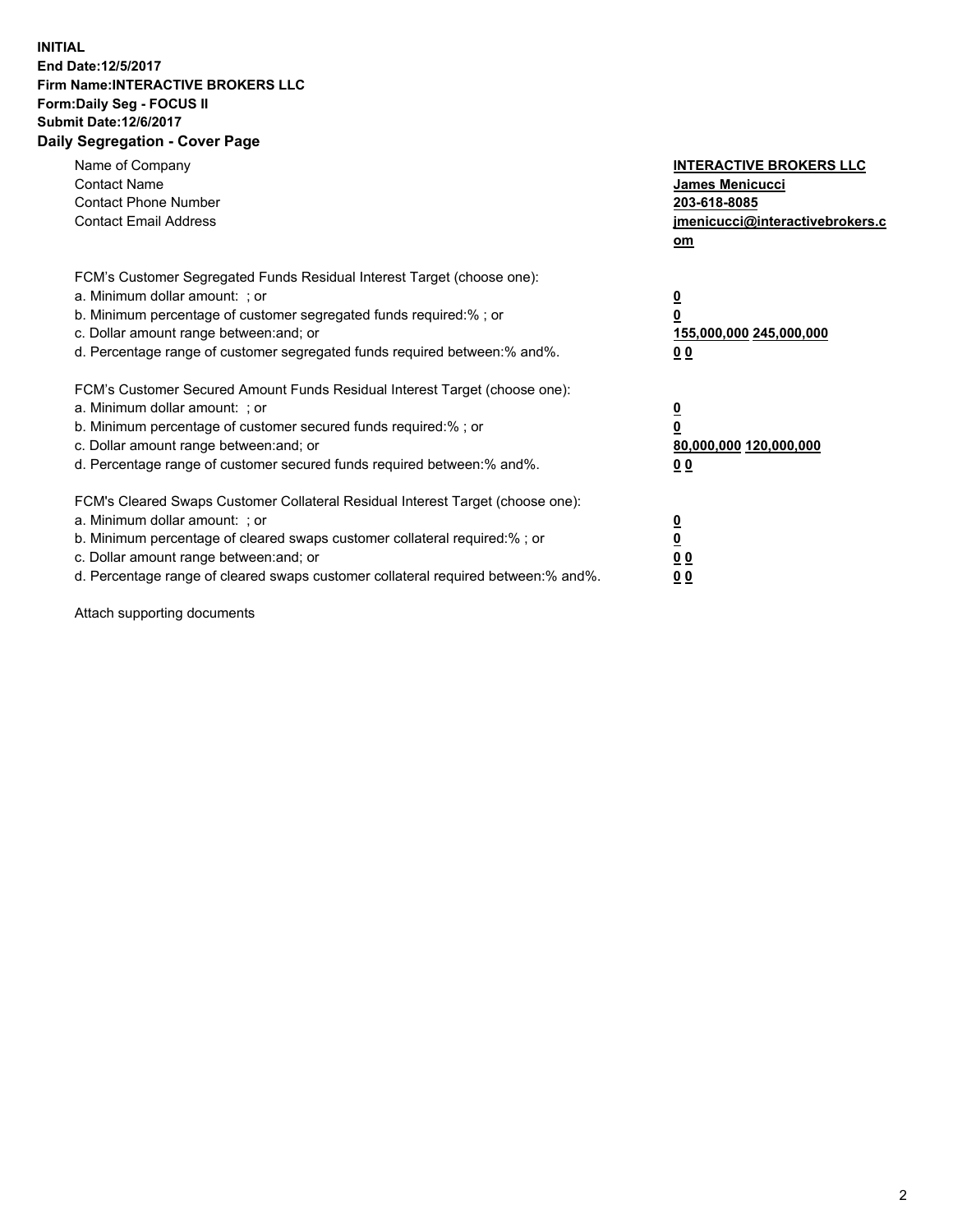**INITIAL**
**End Date:12/5/2017**
**Firm Name:INTERACTIVE BROKERS LLC**
**Form:Daily Seg - FOCUS II**
**Submit Date:12/6/2017**
**Daily Segregation - Cover Page**

| | |
|---|---|
| Name of Company | **INTERACTIVE BROKERS LLC** |
| Contact Name | **James Menicucci** |
| Contact Phone Number | **203-618-8085** |
| Contact Email Address | **jmenicucci@interactivebrokers.com** |

| | |
|---|---|
| FCM's Customer Segregated Funds Residual Interest Target (choose one): | |
| a. Minimum dollar amount: ; or | **0** |
| b. Minimum percentage of customer segregated funds required:% ; or | **0** |
| c. Dollar amount range between:and; or | **155,000,000 245,000,000** |
| d. Percentage range of customer segregated funds required between:% and%. | **0 0** |
| FCM's Customer Secured Amount Funds Residual Interest Target (choose one): | |
| a. Minimum dollar amount: ; or | **0** |
| b. Minimum percentage of customer secured funds required:% ; or | **0** |
| c. Dollar amount range between:and; or | **80,000,000 120,000,000** |
| d. Percentage range of customer secured funds required between:% and%. | **0 0** |
| FCM's Cleared Swaps Customer Collateral Residual Interest Target (choose one): | |
| a. Minimum dollar amount: ; or | **0** |
| b. Minimum percentage of cleared swaps customer collateral required:% ; or | **0** |
| c. Dollar amount range between:and; or | **0 0** |
| d. Percentage range of cleared swaps customer collateral required between:% and%. | **0 0** |

Attach supporting documents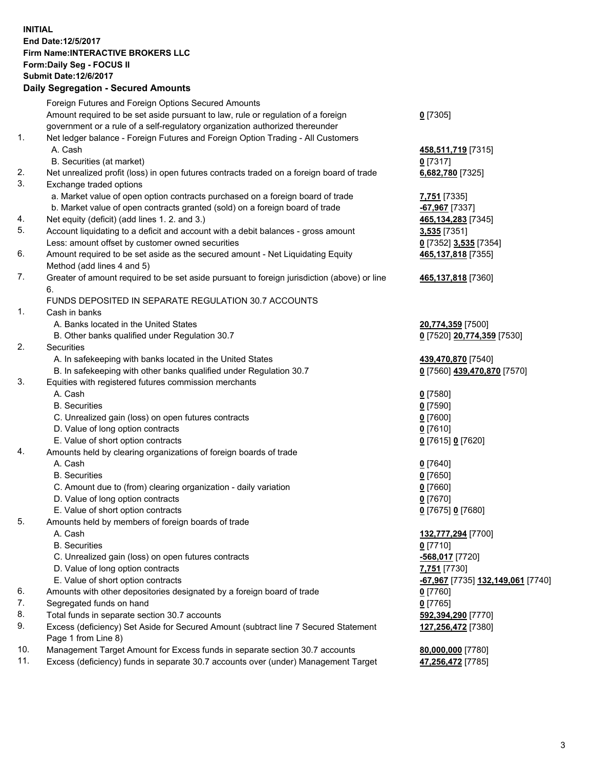**INITIAL**
**End Date:12/5/2017**
**Firm Name:INTERACTIVE BROKERS LLC**
**Form:Daily Seg - FOCUS II**
**Submit Date:12/6/2017**

## Daily Segregation - Secured Amounts

| | | |
|---|---|---|
| | Foreign Futures and Foreign Options Secured Amounts | |
| | Amount required to be set aside pursuant to law, rule or regulation of a foreign government or a rule of a self-regulatory organization authorized thereunder | **0** [7305] |
| 1. | Net ledger balance - Foreign Futures and Foreign Option Trading - All Customers | |
| | A. Cash | **458,511,719** [7315] |
| | B. Securities (at market) | **0** [7317] |
| 2. | Net unrealized profit (loss) in open futures contracts traded on a foreign board of trade | **6,682,780** [7325] |
| 3. | Exchange traded options | |
| | a. Market value of open option contracts purchased on a foreign board of trade | **7,751** [7335] |
| | b. Market value of open contracts granted (sold) on a foreign board of trade | **-67,967** [7337] |
| 4. | Net equity (deficit) (add lines 1. 2. and 3.) | **465,134,283** [7345] |
| 5. | Account liquidating to a deficit and account with a debit balances - gross amount | **3,535** [7351] |
| | Less: amount offset by customer owned securities | **0** [7352] **3,535** [7354] |
| 6. | Amount required to be set aside as the secured amount - Net Liquidating Equity Method (add lines 4 and 5) | **465,137,818** [7355] |
| 7. | Greater of amount required to be set aside pursuant to foreign jurisdiction (above) or line 6. | **465,137,818** [7360] |
| | FUNDS DEPOSITED IN SEPARATE REGULATION 30.7 ACCOUNTS | |
| 1. | Cash in banks | |
| | A. Banks located in the United States | **20,774,359** [7500] |
| | B. Other banks qualified under Regulation 30.7 | **0** [7520] **20,774,359** [7530] |
| 2. | Securities | |
| | A. In safekeeping with banks located in the United States | **439,470,870** [7540] |
| | B. In safekeeping with other banks qualified under Regulation 30.7 | **0** [7560] **439,470,870** [7570] |
| 3. | Equities with registered futures commission merchants | |
| | A. Cash | **0** [7580] |
| | B. Securities | **0** [7590] |
| | C. Unrealized gain (loss) on open futures contracts | **0** [7600] |
| | D. Value of long option contracts | **0** [7610] |
| | E. Value of short option contracts | **0** [7615] **0** [7620] |
| 4. | Amounts held by clearing organizations of foreign boards of trade | |
| | A. Cash | **0** [7640] |
| | B. Securities | **0** [7650] |
| | C. Amount due to (from) clearing organization - daily variation | **0** [7660] |
| | D. Value of long option contracts | **0** [7670] |
| | E. Value of short option contracts | **0** [7675] **0** [7680] |
| 5. | Amounts held by members of foreign boards of trade | |
| | A. Cash | **132,777,294** [7700] |
| | B. Securities | **0** [7710] |
| | C. Unrealized gain (loss) on open futures contracts | **-568,017** [7720] |
| | D. Value of long option contracts | **7,751** [7730] |
| | E. Value of short option contracts | **-67,967** [7735] **132,149,061** [7740] |
| 6. | Amounts with other depositories designated by a foreign board of trade | **0** [7760] |
| 7. | Segregated funds on hand | **0** [7765] |
| 8. | Total funds in separate section 30.7 accounts | **592,394,290** [7770] |
| 9. | Excess (deficiency) Set Aside for Secured Amount (subtract line 7 Secured Statement Page 1 from Line 8) | **127,256,472** [7380] |
| 10. | Management Target Amount for Excess funds in separate section 30.7 accounts | **80,000,000** [7780] |
| 11. | Excess (deficiency) funds in separate 30.7 accounts over (under) Management Target | **47,256,472** [7785] |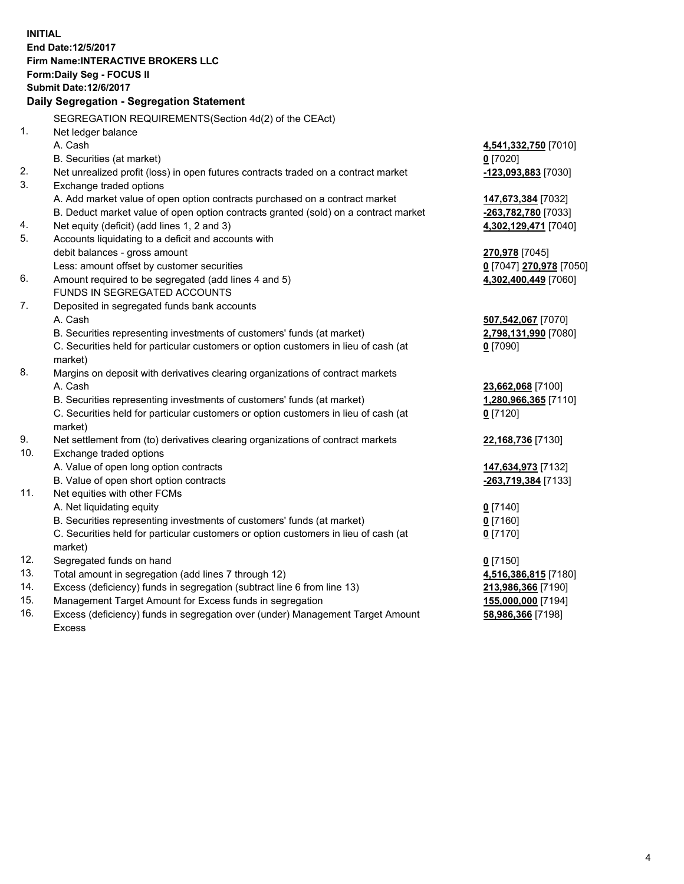**INITIAL**
**End Date:12/5/2017**
**Firm Name:INTERACTIVE BROKERS LLC**
**Form:Daily Seg - FOCUS II**
**Submit Date:12/6/2017**

**Daily Segregation - Segregation Statement**

| | | |
|---|---|---|
| | SEGREGATION REQUIREMENTS(Section 4d(2) of the CEAct) | |
| 1. | Net ledger balance | |
| | A. Cash | **4,541,332,750** [7010] |
| | B. Securities (at market) | **0** [7020] |
| 2. | Net unrealized profit (loss) in open futures contracts traded on a contract market | **-123,093,883** [7030] |
| 3. | Exchange traded options | |
| | A. Add market value of open option contracts purchased on a contract market | **147,673,384** [7032] |
| | B. Deduct market value of open option contracts granted (sold) on a contract market | **-263,782,780** [7033] |
| 4. | Net equity (deficit) (add lines 1, 2 and 3) | **4,302,129,471** [7040] |
| 5. | Accounts liquidating to a deficit and accounts with debit balances - gross amount | **270,978** [7045] |
| | Less: amount offset by customer securities | **0** [7047] **270,978** [7050] |
| 6. | Amount required to be segregated (add lines 4 and 5) | **4,302,400,449** [7060] |
| | FUNDS IN SEGREGATED ACCOUNTS | |
| 7. | Deposited in segregated funds bank accounts | |
| | A. Cash | **507,542,067** [7070] |
| | B. Securities representing investments of customers' funds (at market) | **2,798,131,990** [7080] |
| | C. Securities held for particular customers or option customers in lieu of cash (at market) | **0** [7090] |
| 8. | Margins on deposit with derivatives clearing organizations of contract markets | |
| | A. Cash | **23,662,068** [7100] |
| | B. Securities representing investments of customers' funds (at market) | **1,280,966,365** [7110] |
| | C. Securities held for particular customers or option customers in lieu of cash (at market) | **0** [7120] |
| 9. | Net settlement from (to) derivatives clearing organizations of contract markets | **22,168,736** [7130] |
| 10. | Exchange traded options | |
| | A. Value of open long option contracts | **147,634,973** [7132] |
| | B. Value of open short option contracts | **-263,719,384** [7133] |
| 11. | Net equities with other FCMs | |
| | A. Net liquidating equity | **0** [7140] |
| | B. Securities representing investments of customers' funds (at market) | **0** [7160] |
| | C. Securities held for particular customers or option customers in lieu of cash (at market) | **0** [7170] |
| 12. | Segregated funds on hand | **0** [7150] |
| 13. | Total amount in segregation (add lines 7 through 12) | **4,516,386,815** [7180] |
| 14. | Excess (deficiency) funds in segregation (subtract line 6 from line 13) | **213,986,366** [7190] |
| 15. | Management Target Amount for Excess funds in segregation | **155,000,000** [7194] |
| 16. | Excess (deficiency) funds in segregation over (under) Management Target Amount Excess | **58,986,366** [7198] |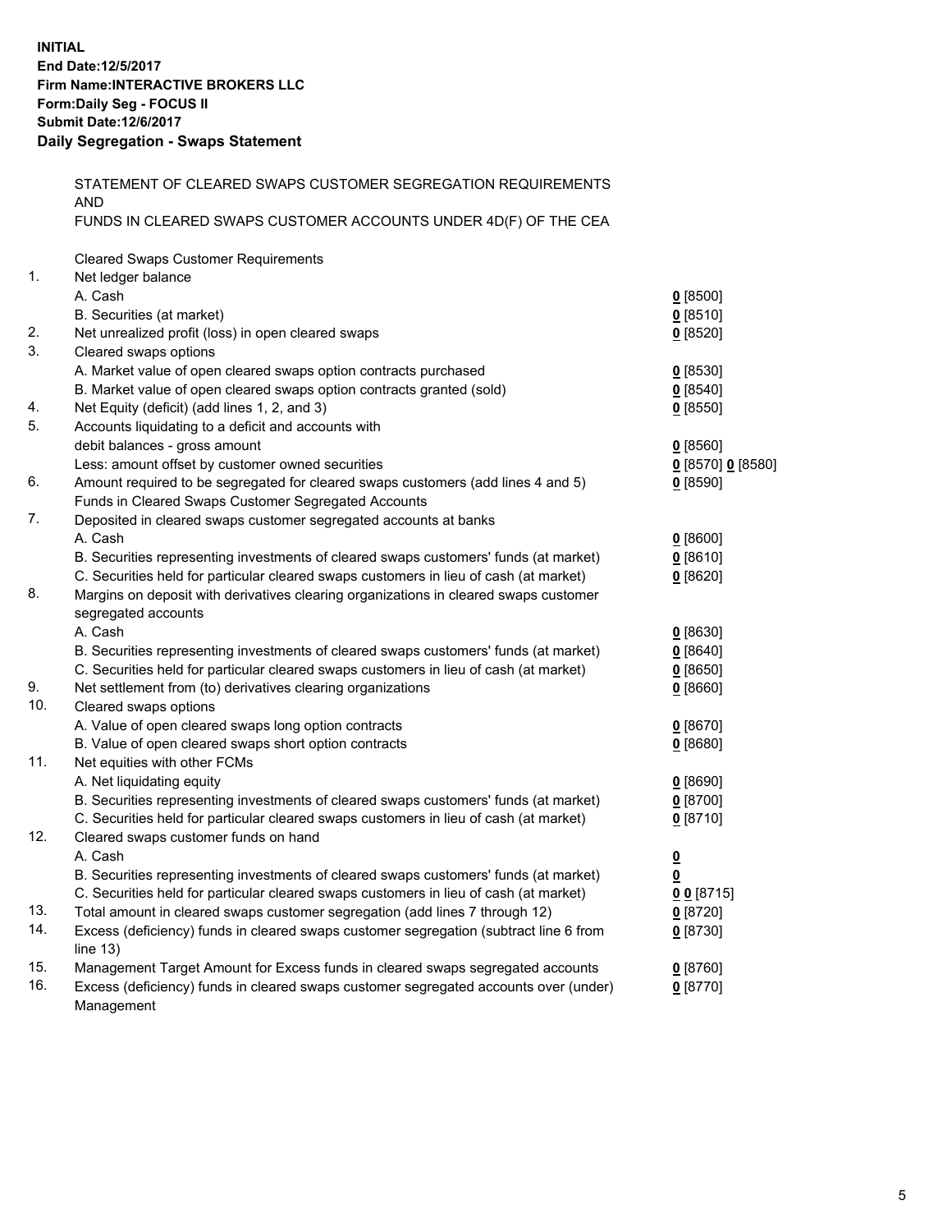**INITIAL**
**End Date:12/5/2017**
**Firm Name:INTERACTIVE BROKERS LLC**
**Form:Daily Seg - FOCUS II**
**Submit Date:12/6/2017**
**Daily Segregation - Swaps Statement**

STATEMENT OF CLEARED SWAPS CUSTOMER SEGREGATION REQUIREMENTS AND
FUNDS IN CLEARED SWAPS CUSTOMER ACCOUNTS UNDER 4D(F) OF THE CEA

| | | |
|---|---|---|
| | Cleared Swaps Customer Requirements | |
| 1. | Net ledger balance | |
| | A. Cash | 0 [8500] |
| | B. Securities (at market) | 0 [8510] |
| 2. | Net unrealized profit (loss) in open cleared swaps | 0 [8520] |
| 3. | Cleared swaps options | |
| | A. Market value of open cleared swaps option contracts purchased | 0 [8530] |
| | B. Market value of open cleared swaps option contracts granted (sold) | 0 [8540] |
| 4. | Net Equity (deficit) (add lines 1, 2, and 3) | 0 [8550] |
| 5. | Accounts liquidating to a deficit and accounts with | |
| | debit balances - gross amount | 0 [8560] |
| | Less: amount offset by customer owned securities | 0 [8570] 0 [8580] |
| 6. | Amount required to be segregated for cleared swaps customers (add lines 4 and 5) | 0 [8590] |
| | Funds in Cleared Swaps Customer Segregated Accounts | |
| 7. | Deposited in cleared swaps customer segregated accounts at banks | |
| | A. Cash | 0 [8600] |
| | B. Securities representing investments of cleared swaps customers' funds (at market) | 0 [8610] |
| | C. Securities held for particular cleared swaps customers in lieu of cash (at market) | 0 [8620] |
| 8. | Margins on deposit with derivatives clearing organizations in cleared swaps customer segregated accounts | |
| | A. Cash | 0 [8630] |
| | B. Securities representing investments of cleared swaps customers' funds (at market) | 0 [8640] |
| | C. Securities held for particular cleared swaps customers in lieu of cash (at market) | 0 [8650] |
| 9. | Net settlement from (to) derivatives clearing organizations | 0 [8660] |
| 10. | Cleared swaps options | |
| | A. Value of open cleared swaps long option contracts | 0 [8670] |
| | B. Value of open cleared swaps short option contracts | 0 [8680] |
| 11. | Net equities with other FCMs | |
| | A. Net liquidating equity | 0 [8690] |
| | B. Securities representing investments of cleared swaps customers' funds (at market) | 0 [8700] |
| | C. Securities held for particular cleared swaps customers in lieu of cash (at market) | 0 [8710] |
| 12. | Cleared swaps customer funds on hand | |
| | A. Cash | 0 |
| | B. Securities representing investments of cleared swaps customers' funds (at market) | 0 |
| | C. Securities held for particular cleared swaps customers in lieu of cash (at market) | 0 0 [8715] |
| 13. | Total amount in cleared swaps customer segregation (add lines 7 through 12) | 0 [8720] |
| 14. | Excess (deficiency) funds in cleared swaps customer segregation (subtract line 6 from line 13) | 0 [8730] |
| 15. | Management Target Amount for Excess funds in cleared swaps segregated accounts | 0 [8760] |
| 16. | Excess (deficiency) funds in cleared swaps customer segregated accounts over (under) Management | 0 [8770] |